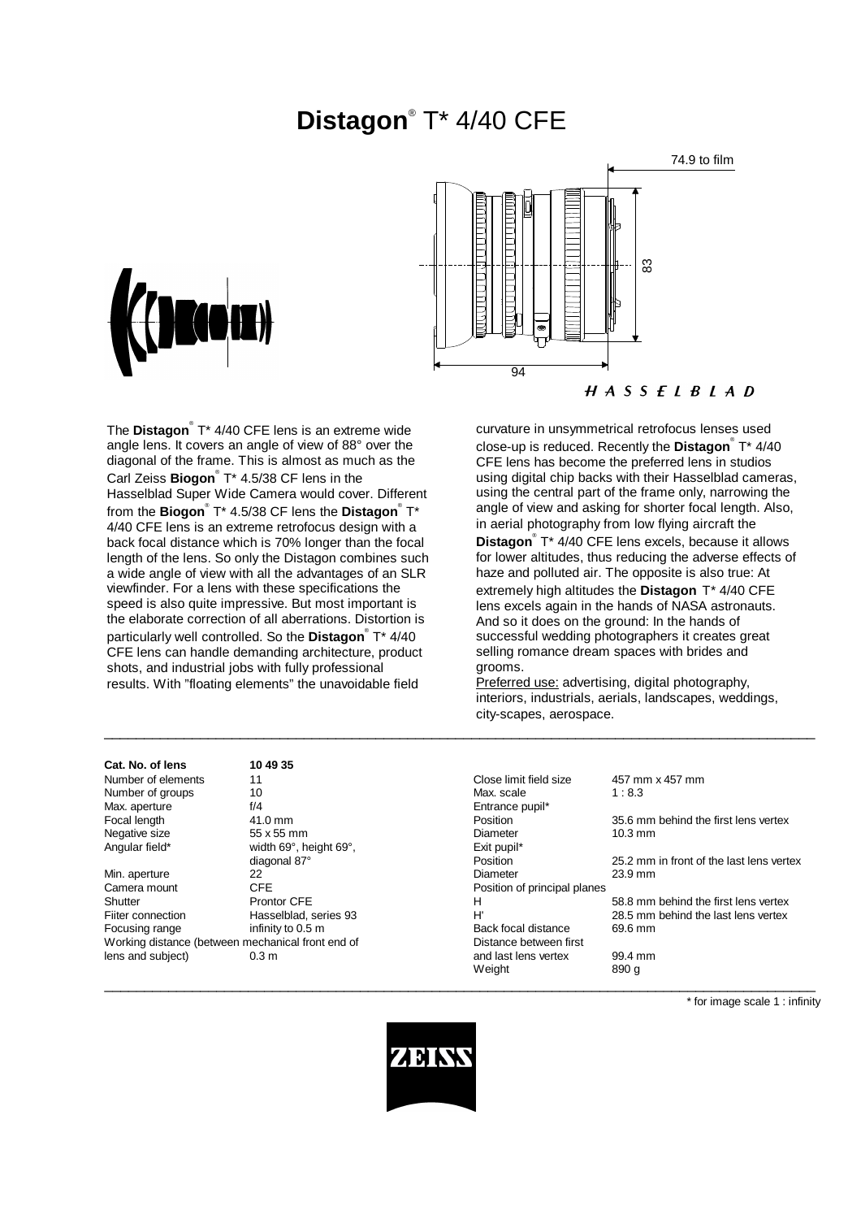# **Distagon**® T* 4/40 CFE

74.9 to film

83

94

HASSELBLAD

The **Distagon**® T* 4/40 CFE lens is an extreme wide angle lens. It covers an angle of view of 88° over the diagonal of the frame. This is almost as much as the Carl Zeiss **Biogon**® T* 4.5/38 CF lens in the Hasselblad Super Wide Camera would cover. Different from the **Biogon**® T* 4.5/38 CF lens the **Distagon**® T* 4/40 CFE lens is an extreme retrofocus design with a back focal distance which is 70% longer than the focal length of the lens. So only the Distagon combines such a wide angle of view with all the advantages of an SLR viewfinder. For a lens with these specifications the speed is also quite impressive. But most important is the elaborate correction of all aberrations. Distortion is particularly well controlled. So the **Distagon**® T* 4/40 CFE lens can handle demanding architecture, product shots, and industrial jobs with fully professional results. With "floating elements" the unavoidable field curvature in unsymmetrical retrofocus lenses used close-up is reduced. Recently the **Distagon**® T* 4/40 CFE lens has become the preferred lens in studios using digital chip backs with their Hasselblad cameras, using the central part of the frame only, narrowing the angle of view and asking for shorter focal length. Also, in aerial photography from low flying aircraft the **Distagon**® T* 4/40 CFE lens excels, because it allows for lower altitudes, thus reducing the adverse effects of haze and polluted air. The opposite is also true: At extremely high altitudes the **Distagon** T* 4/40 CFE lens excels again in the hands of NASA astronauts. And so it does on the ground: In the hands of successful wedding photographers it creates great selling romance dream spaces with brides and grooms.

Preferred use: advertising, digital photography, interiors, industrials, aerials, landscapes, weddings, city-scapes, aerospace.

| | |
|---|---|
| **Cat. No. of lens** | **10 49 35** |
| Number of elements | 11 |
| Number of groups | 10 |
| Max. aperture | f/4 |
| Focal length | 41.0 mm |
| Negative size | 55 x 55 mm |
| Angular field* | width 69°, height 69°, diagonal 87° |
| Min. aperture | 22 |
| Camera mount | CFE |
| Shutter | Prontor CFE |
| Filter connection | Hasselblad, series 93 |
| Focusing range | infinity to 0.5 m |
| Working distance (between mechanical front end of lens and subject) | 0.3 m |

| | |
|---|---|
| Close limit field size | 457 mm x 457 mm |
| Max. scale | 1 : 8.3 |
| Entrance pupil* | |
| Position | 35.6 mm behind the first lens vertex |
| Diameter | 10.3 mm |
| Exit pupil* | |
| Position | 25.2 mm in front of the last lens vertex |
| Diameter | 23.9 mm |
| Position of principal planes | |
| H | 58.8 mm behind the first lens vertex |
| H' | 28.5 mm behind the last lens vertex |
| Back focal distance | 69.6 mm |
| Distance between first and last lens vertex | 99.4 mm |
| Weight | 890 g |

\* for image scale 1 : infinity

ZEISS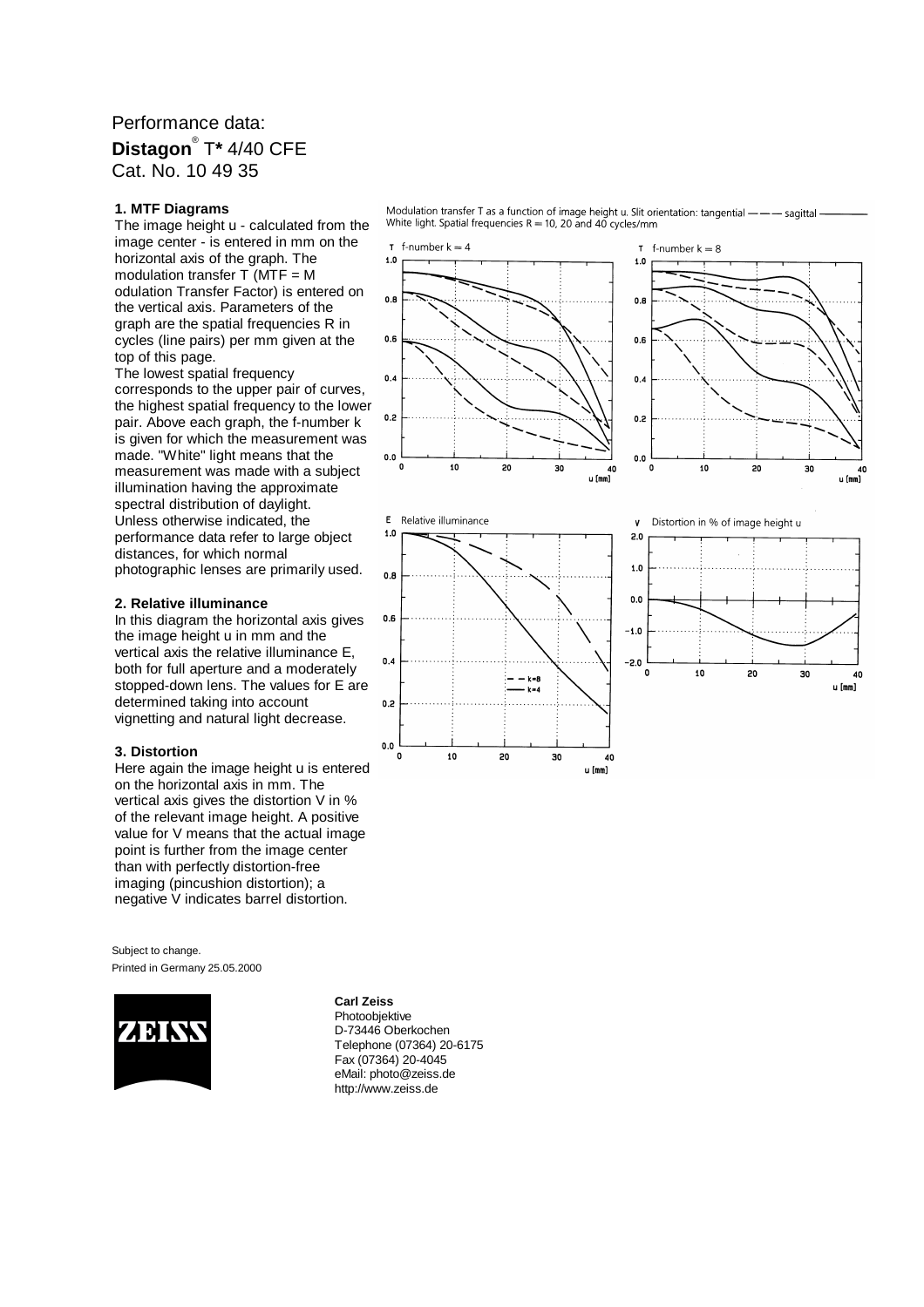Performance data:

**Distagon® T\* 4/40 CFE**

Cat. No. 10 49 35

### 1. MTF Diagrams

The image height u - calculated from the image center - is entered in mm on the horizontal axis of the graph. The modulation transfer T (MTF = M odulation Transfer Factor) is entered on the vertical axis. Parameters of the graph are the spatial frequencies R in cycles (line pairs) per mm given at the top of this page.
The lowest spatial frequency corresponds to the upper pair of curves, the highest spatial frequency to the lower pair. Above each graph, the f-number k is given for which the measurement was made. "White" light means that the measurement was made with a subject illumination having the approximate spectral distribution of daylight.
Unless otherwise indicated, the performance data refer to large object distances, for which normal photographic lenses are primarily used.

### 2. Relative illuminance

In this diagram the horizontal axis gives the image height u in mm and the vertical axis the relative illuminance E, both for full aperture and a moderately stopped-down lens. The values for E are determined taking into account vignetting and natural light decrease.

### 3. Distortion

Here again the image height u is entered on the horizontal axis in mm. The vertical axis gives the distortion V in % of the relevant image height. A positive value for V means that the actual image point is further from the image center than with perfectly distortion-free imaging (pincushion distortion); a negative V indicates barrel distortion.

Modulation transfer T as a function of image height u. Slit orientation: tangential — — — sagittal ———
White light. Spatial frequencies R = 10, 20 and 40 cycles/mm

T f-number k = 4

1.0
0.8
0.6
0.4
0.2
0.0
0 10 20 30 40
u [mm]

T f-number k = 8

1.0
0.8
0.6
0.4
0.2
0.0
0 10 20 30 40
u [mm]

E Relative illuminance

1.0
0.8
0.6
0.4
0.2
0.0
0 10 20 30 40
u [mm]

– – k=8
—— k=4

V Distortion in % of image height u

2.0
1.0
0.0
−1.0
−2.0
0 10 20 30 40
u [mm]

Subject to change.
Printed in Germany 25.05.2000

ZEISS

**Carl Zeiss**
Photoobjektive
D-73446 Oberkochen
Telephone (07364) 20-6175
Fax (07364) 20-4045
eMail: photo@zeiss.de
http://www.zeiss.de